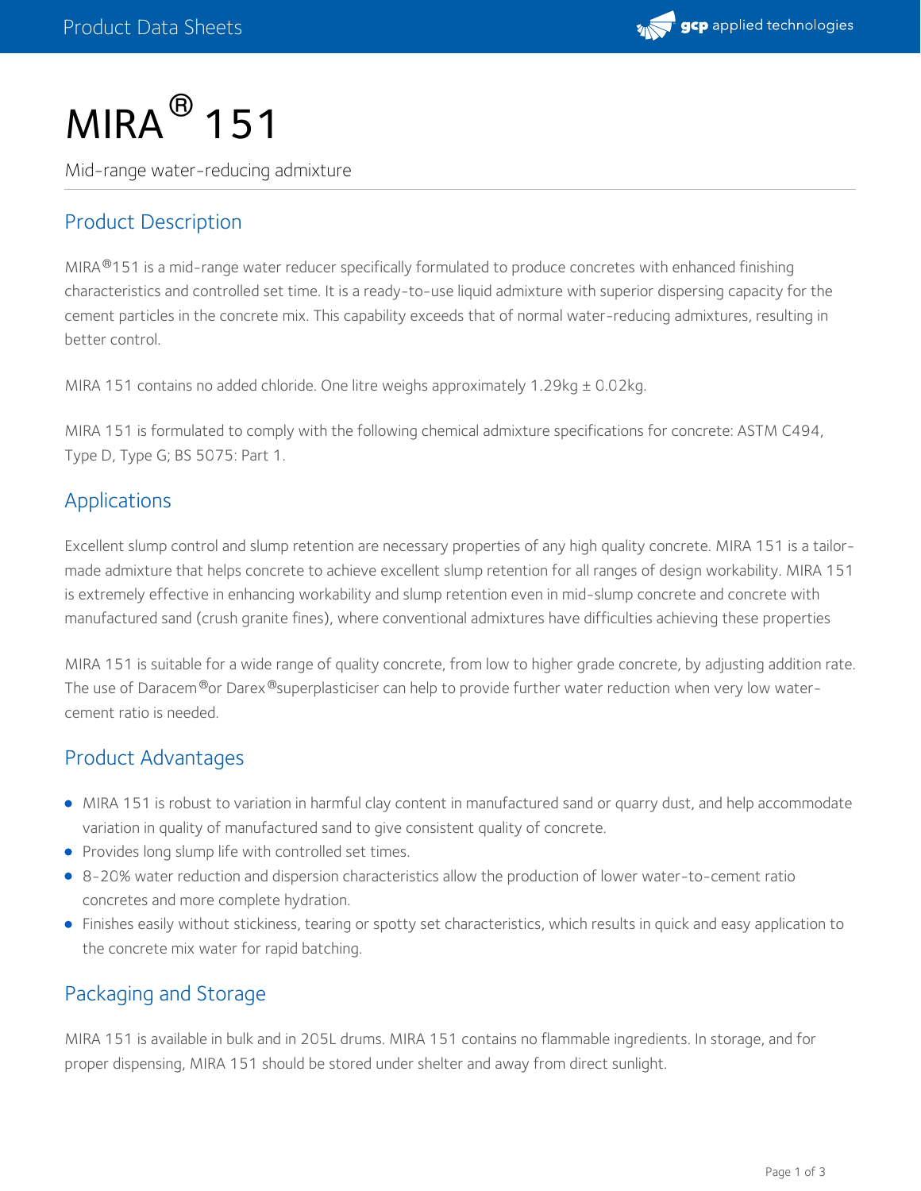# MIRA® 151

Mid-range water-reducing admixture

## Product Description

MIRA®151 is a mid-range water reducer specifically formulated to produce concretes with enhanced finishing characteristics and controlled set time. It is a ready-to-use liquid admixture with superior dispersing capacity for the cement particles in the concrete mix. This capability exceeds that of normal water-reducing admixtures, resulting in better control.

MIRA 151 contains no added chloride. One litre weighs approximately 1.29kg ± 0.02kg.

MIRA 151 is formulated to comply with the following chemical admixture specifications for concrete: ASTM C494, Type D, Type G; BS 5075: Part 1.

## Applications

Excellent slump control and slump retention are necessary properties of any high quality concrete. MIRA 151 is a tailor-made admixture that helps concrete to achieve excellent slump retention for all ranges of design workability. MIRA 151 is extremely effective in enhancing workability and slump retention even in mid-slump concrete and concrete with manufactured sand (crush granite fines), where conventional admixtures have difficulties achieving these properties

MIRA 151 is suitable for a wide range of quality concrete, from low to higher grade concrete, by adjusting addition rate. The use of Daracem®or Darex®superplasticiser can help to provide further water reduction when very low water-cement ratio is needed.

## Product Advantages

- MIRA 151 is robust to variation in harmful clay content in manufactured sand or quarry dust, and help accommodate variation in quality of manufactured sand to give consistent quality of concrete.
- Provides long slump life with controlled set times.
- 8-20% water reduction and dispersion characteristics allow the production of lower water-to-cement ratio concretes and more complete hydration.
- Finishes easily without stickiness, tearing or spotty set characteristics, which results in quick and easy application to the concrete mix water for rapid batching.

## Packaging and Storage

MIRA 151 is available in bulk and in 205L drums. MIRA 151 contains no flammable ingredients. In storage, and for proper dispensing, MIRA 151 should be stored under shelter and away from direct sunlight.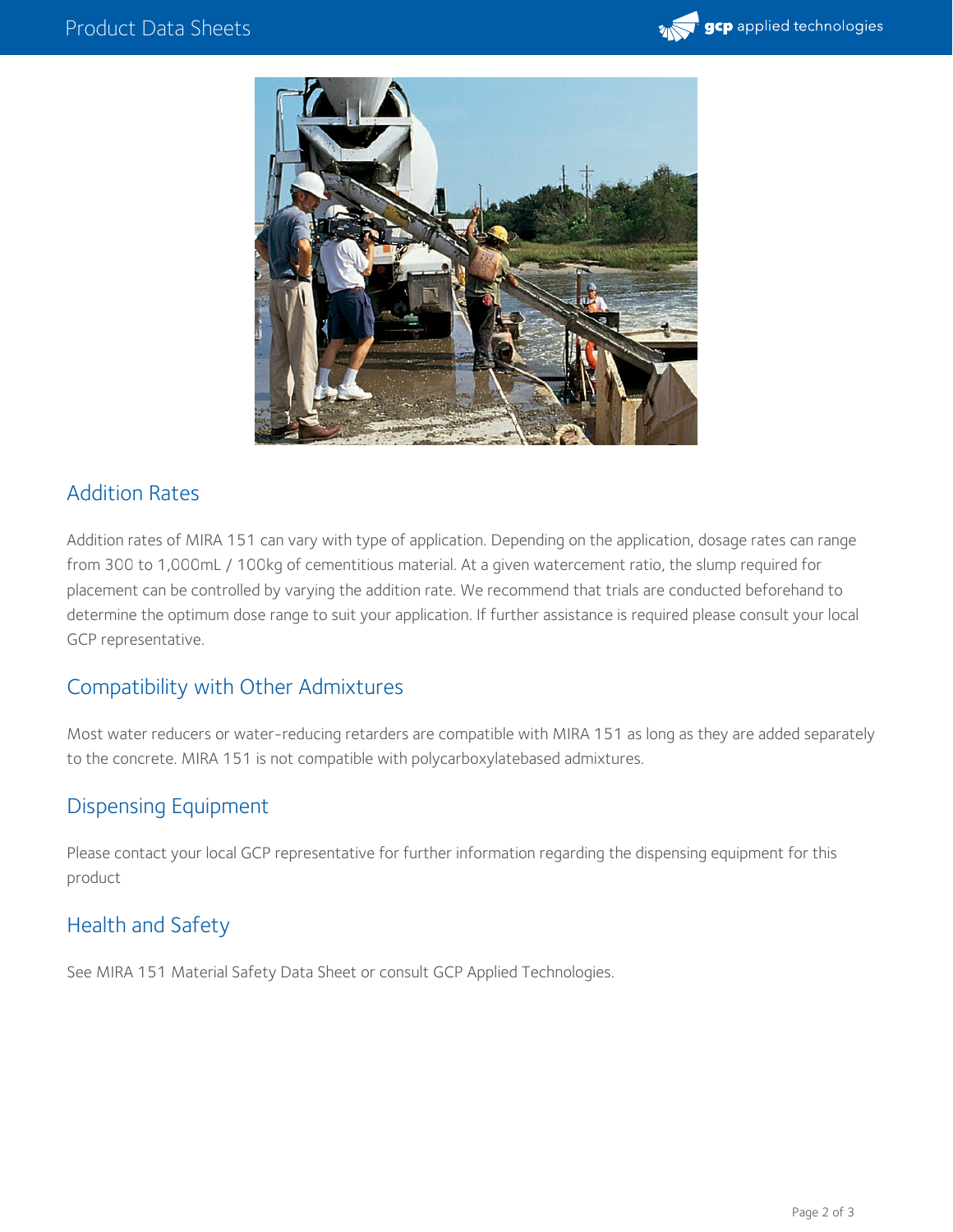## Addition Rates

Addition rates of MIRA 151 can vary with type of application. Depending on the application, dosage rates can range from 300 to 1,000mL / 100kg of cementitious material. At a given watercement ratio, the slump required for placement can be controlled by varying the addition rate. We recommend that trials are conducted beforehand to determine the optimum dose range to suit your application. If further assistance is required please consult your local GCP representative.

## Compatibility with Other Admixtures

Most water reducers or water-reducing retarders are compatible with MIRA 151 as long as they are added separately to the concrete. MIRA 151 is not compatible with polycarboxylatebased admixtures.

## Dispensing Equipment

Please contact your local GCP representative for further information regarding the dispensing equipment for this product

## Health and Safety

See MIRA 151 Material Safety Data Sheet or consult GCP Applied Technologies.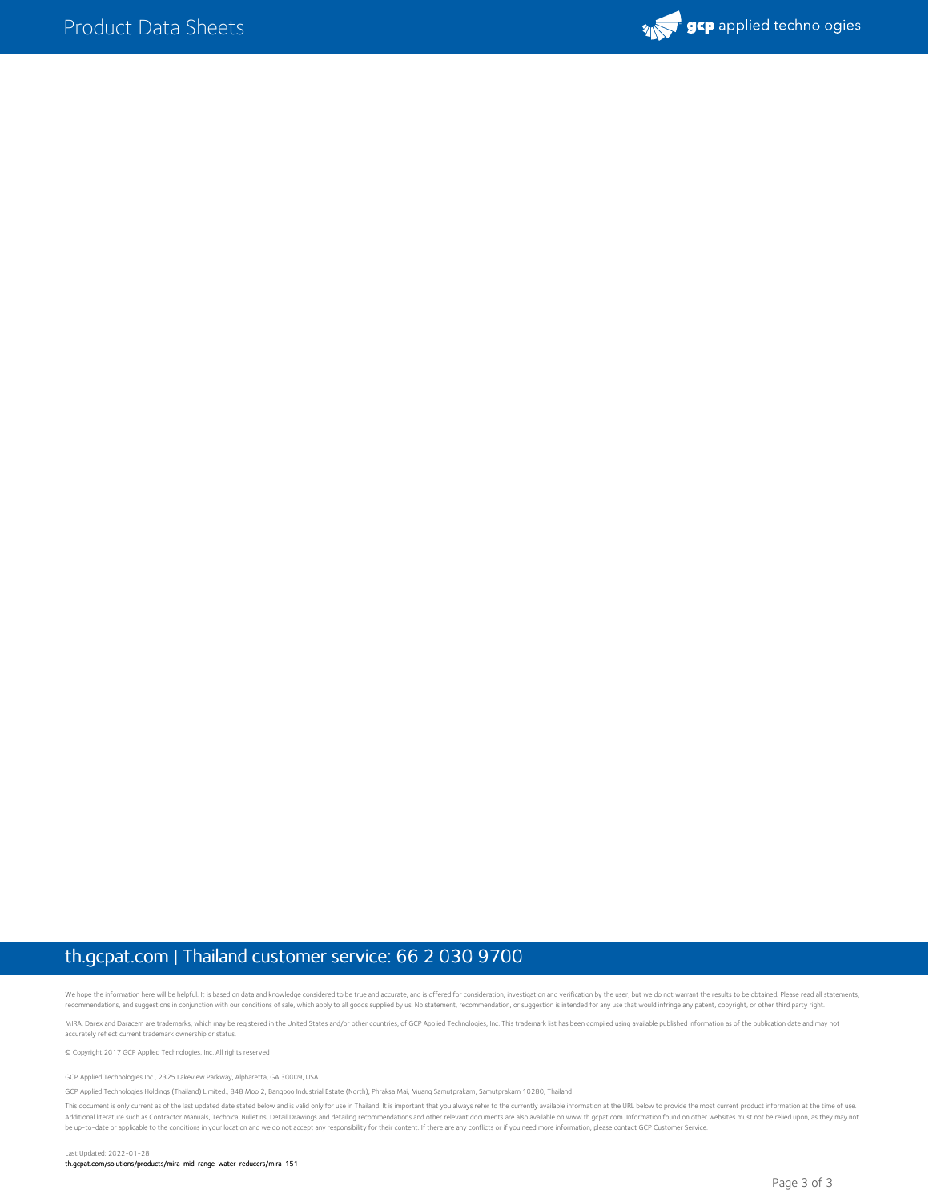th.gcpat.com | Thailand customer service: 66 2 030 9700

We hope the information here will be helpful. It is based on data and knowledge considered to be true and accurate, and is offered for consideration, investigation and verification by the user, but we do not warrant the results to be obtained. Please read all statements, recommendations, and suggestions in conjunction with our conditions of sale, which apply to all goods supplied by us. No statement, recommendation, or suggestion is intended for any use that would infringe any patent, copyright, or other third party right.

MIRA, Darex and Daracem are trademarks, which may be registered in the United States and/or other countries, of GCP Applied Technologies, Inc. This trademark list has been compiled using available published information as of the publication date and may not accurately reflect current trademark ownership or status.

© Copyright 2017 GCP Applied Technologies, Inc. All rights reserved

GCP Applied Technologies Inc., 2325 Lakeview Parkway, Alpharetta, GA 30009, USA

GCP Applied Technologies Holdings (Thailand) Limited., 848 Moo 2, Bangpoo Industrial Estate (North), Phraksa Mai, Muang Samutprakarn, Samutprakarn 10280, Thailand

This document is only current as of the last updated date stated below and is valid only for use in Thailand. It is important that you always refer to the currently available information at the URL below to provide the most current product information at the time of use. Additional literature such as Contractor Manuals, Technical Bulletins, Detail Drawings and detailing recommendations and other relevant documents are also available on www.th.gcpat.com. Information found on other websites must not be relied upon, as they may not be up-to-date or applicable to the conditions in your location and we do not accept any responsibility for their content. If there are any conflicts or if you need more information, please contact GCP Customer Service.

Last Updated: 2022-01-28

th.gcpat.com/solutions/products/mira-mid-range-water-reducers/mira-151